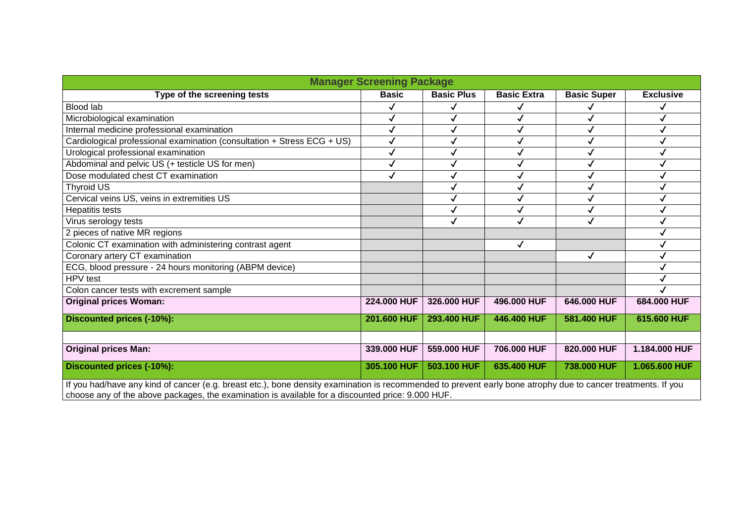| Manager Screening Package | | | | | |
|---|---|---|---|---|---|
| **Type of the screening tests** | **Basic** | **Basic Plus** | **Basic Extra** | **Basic Super** | **Exclusive** |
| Blood lab | ✓ | ✓ | ✓ | ✓ | ✓ |
| Microbiological examination | ✓ | ✓ | ✓ | ✓ | ✓ |
| Internal medicine professional examination | ✓ | ✓ | ✓ | ✓ | ✓ |
| Cardiological professional examination (consultation + Stress ECG + US) | ✓ | ✓ | ✓ | ✓ | ✓ |
| Urological professional examination | ✓ | ✓ | ✓ | ✓ | ✓ |
| Abdominal and pelvic US (+ testicle US for men) | ✓ | ✓ | ✓ | ✓ | ✓ |
| Dose modulated chest CT examination | ✓ | ✓ | ✓ | ✓ | ✓ |
| Thyroid US | | ✓ | ✓ | ✓ | ✓ |
| Cervical veins US, veins in extremities US | | ✓ | ✓ | ✓ | ✓ |
| Hepatitis tests | | ✓ | ✓ | ✓ | ✓ |
| Virus serology tests | | ✓ | ✓ | ✓ | ✓ |
| 2 pieces of native MR regions | | | | | ✓ |
| Colonic CT examination with administering contrast agent | | | ✓ | | ✓ |
| Coronary artery CT examination | | | | ✓ | ✓ |
| ECG, blood pressure - 24 hours monitoring (ABPM device) | | | | | ✓ |
| HPV test | | | | | ✓ |
| Colon cancer tests with excrement sample | | | | | ✓ |
| **Original prices Woman:** | **224.000 HUF** | **326.000 HUF** | **496.000 HUF** | **646.000 HUF** | **684.000 HUF** |
| **Discounted prices (-10%):** | **201.600 HUF** | **293.400 HUF** | **446.400 HUF** | **581.400 HUF** | **615.600 HUF** |
| | | | | | |
| **Original prices Man:** | **339.000 HUF** | **559.000 HUF** | **706.000 HUF** | **820.000 HUF** | **1.184.000 HUF** |
| **Discounted prices (-10%):** | **305.100 HUF** | **503.100 HUF** | **635.400 HUF** | **738.000 HUF** | **1.065.600 HUF** |

If you had/have any kind of cancer (e.g. breast etc.), bone density examination is recommended to prevent early bone atrophy due to cancer treatments. If you choose any of the above packages, the examination is available for a discounted price: 9.000 HUF.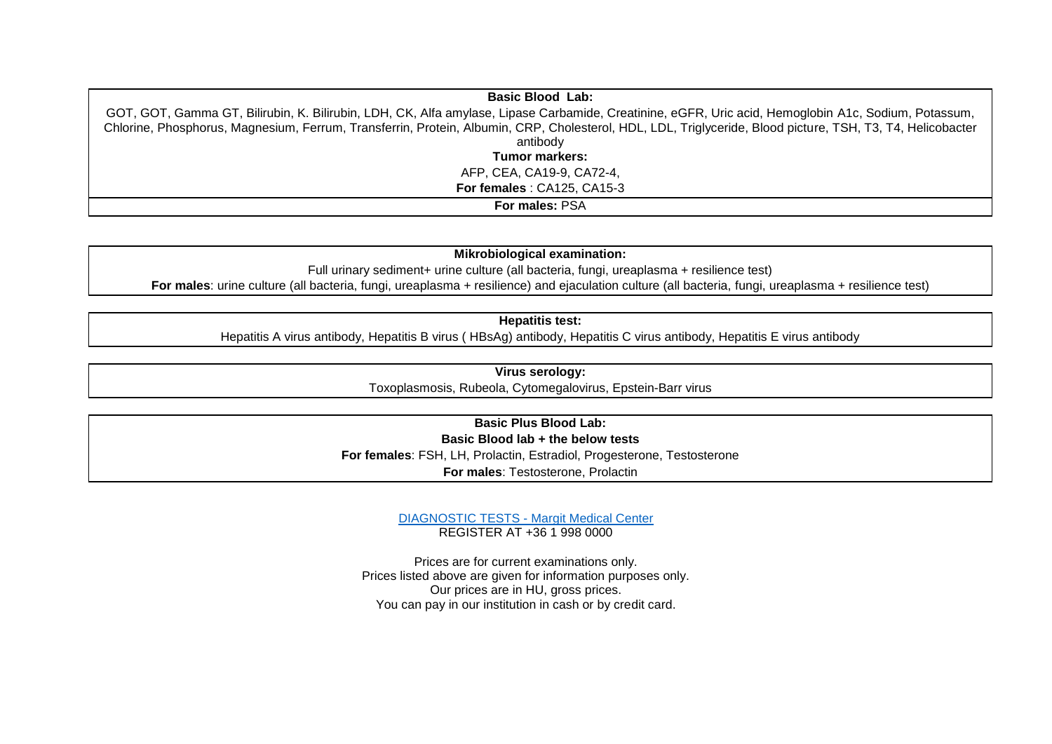**Basic Blood Lab:**

GOT, GOT, Gamma GT, Bilirubin, K. Bilirubin, LDH, CK, Alfa amylase, Lipase Carbamide, Creatinine, eGFR, Uric acid, Hemoglobin A1c, Sodium, Potassium, Chlorine, Phosphorus, Magnesium, Ferrum, Transferrin, Protein, Albumin, CRP, Cholesterol, HDL, LDL, Triglyceride, Blood picture, TSH, T3, T4, Helicobacter antibody

**Tumor markers:**

AFP, CEA, CA19-9, CA72-4,

**For females** : CA125, CA15-3

**For males:** PSA

**Mikrobiological examination:**

Full urinary sediment+ urine culture (all bacteria, fungi, ureaplasma + resilience test)

**For males**: urine culture (all bacteria, fungi, ureaplasma + resilience) and ejaculation culture (all bacteria, fungi, ureaplasma + resilience test)

**Hepatitis test:**

Hepatitis A virus antibody, Hepatitis B virus ( HBsAg) antibody, Hepatitis C virus antibody, Hepatitis E virus antibody

**Virus serology:**

Toxoplasmosis, Rubeola, Cytomegalovirus, Epstein-Barr virus

**Basic Plus Blood Lab:**

**Basic Blood lab + the below tests**

**For females**: FSH, LH, Prolactin, Estradiol, Progesterone, Testosterone

**For males**: Testosterone, Prolactin

DIAGNOSTIC TESTS - Margit Medical Center

REGISTER AT +36 1 998 0000

Prices are for current examinations only.
Prices listed above are given for information purposes only.
Our prices are in HU, gross prices.
You can pay in our institution in cash or by credit card.